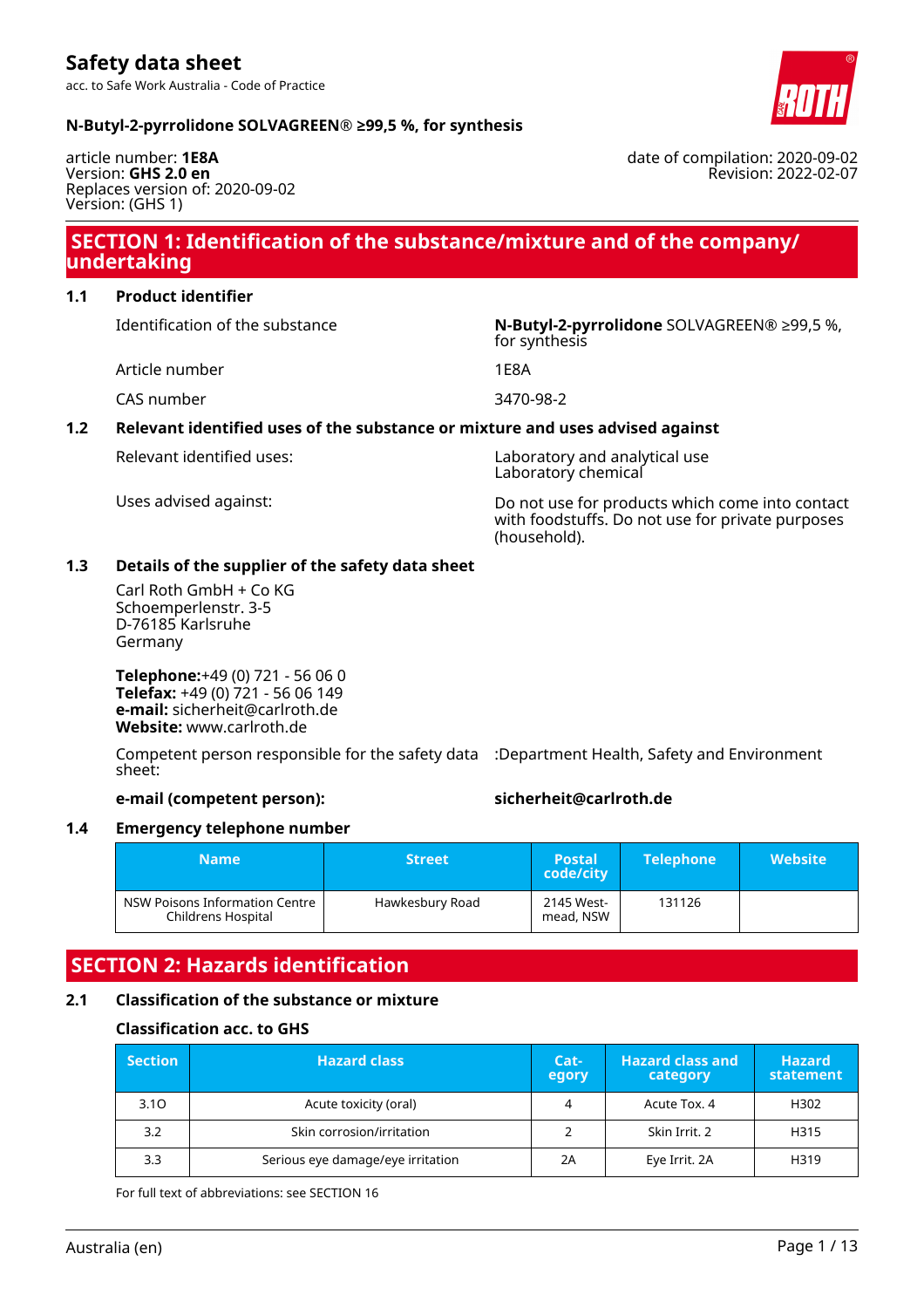# Safety data sheet

acc. to Safe Work Australia - Code of Practice

**N-Butyl-2-pyrrolidone SOLVAGREEN® ≥99,5 %, for synthesis**

article number: **1E8A**
Version: **GHS 2.0 en**
Replaces version of: 2020-09-02
Version: (GHS 1)

date of compilation: 2020-09-02
Revision: 2022-02-07

## SECTION 1: Identification of the substance/mixture and of the company/undertaking

### 1.1 Product identifier

Identification of the substance: **N-Butyl-2-pyrrolidone** SOLVAGREEN® ≥99,5 %, for synthesis

Article number: 1E8A

CAS number: 3470-98-2

### 1.2 Relevant identified uses of the substance or mixture and uses advised against

Relevant identified uses: Laboratory and analytical use
Laboratory chemical

Uses advised against: Do not use for products which come into contact with foodstuffs. Do not use for private purposes (household).

### 1.3 Details of the supplier of the safety data sheet

Carl Roth GmbH + Co KG
Schoemperlenstr. 3-5
D-76185 Karlsruhe
Germany

**Telephone:**+49 (0) 721 - 56 06 0
**Telefax:** +49 (0) 721 - 56 06 149
**e-mail:** sicherheit@carlroth.de
**Website:** www.carlroth.de

Competent person responsible for the safety data sheet: :Department Health, Safety and Environment

**e-mail (competent person):** **sicherheit@carlroth.de**

### 1.4 Emergency telephone number

| Name | Street | Postal code/city | Telephone | Website |
|---|---|---|---|---|
| NSW Poisons Information Centre Childrens Hospital | Hawkesbury Road | 2145 Westmead, NSW | 131126 | |

## SECTION 2: Hazards identification

### 2.1 Classification of the substance or mixture

#### Classification acc. to GHS

| Section | Hazard class | Category | Hazard class and category | Hazard statement |
|---|---|---|---|---|
| 3.1O | Acute toxicity (oral) | 4 | Acute Tox. 4 | H302 |
| 3.2 | Skin corrosion/irritation | 2 | Skin Irrit. 2 | H315 |
| 3.3 | Serious eye damage/eye irritation | 2A | Eye Irrit. 2A | H319 |

For full text of abbreviations: see SECTION 16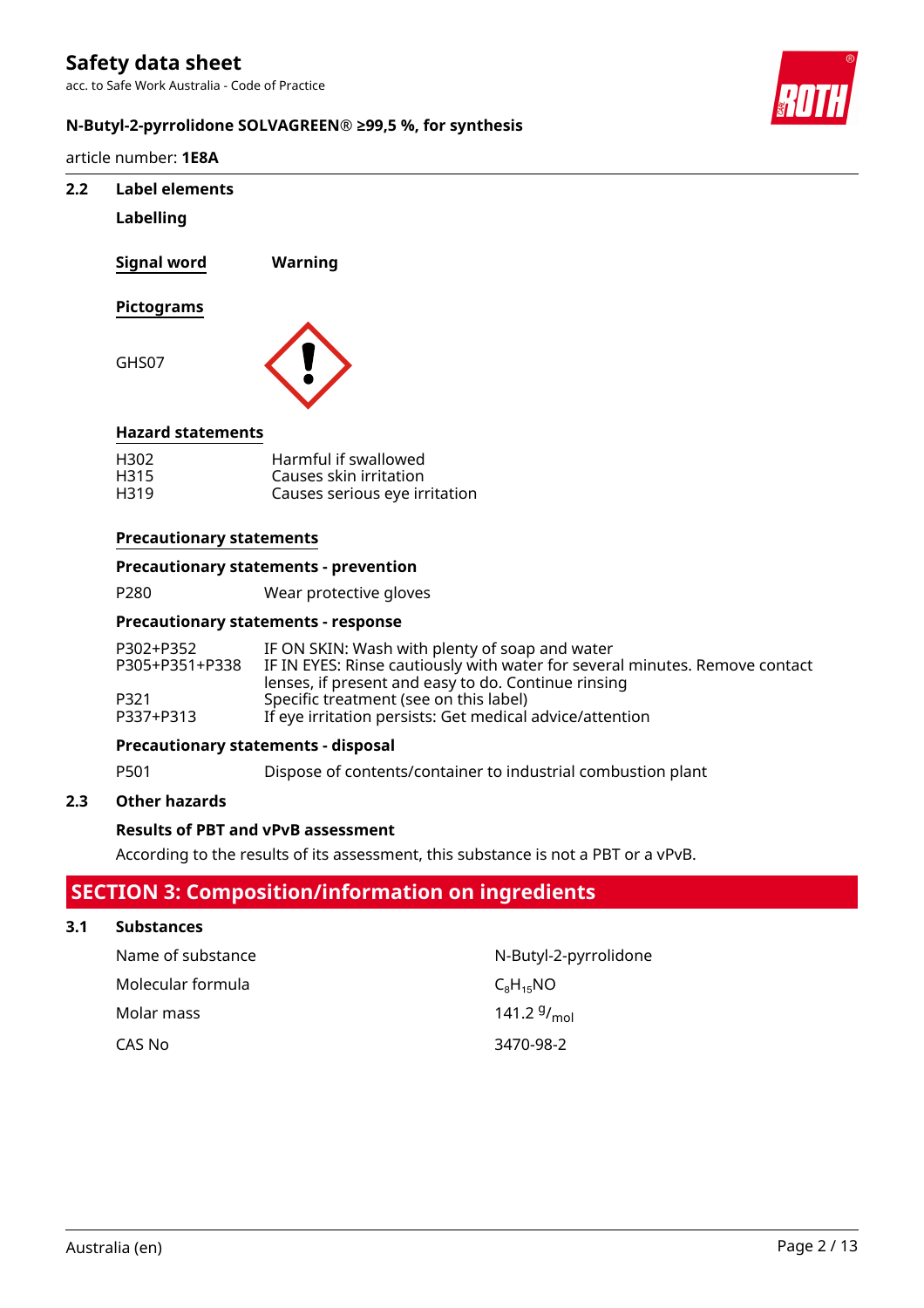### 2.2 Label elements

**Labelling**

**Signal word** **Warning**

**Pictograms**

GHS07

**Hazard statements**

| | |
|---|---|
| H302 | Harmful if swallowed |
| H315 | Causes skin irritation |
| H319 | Causes serious eye irritation |

**Precautionary statements**

**Precautionary statements - prevention**

| | |
|---|---|
| P280 | Wear protective gloves |

**Precautionary statements - response**

| | |
|---|---|
| P302+P352 | IF ON SKIN: Wash with plenty of soap and water |
| P305+P351+P338 | IF IN EYES: Rinse cautiously with water for several minutes. Remove contact lenses, if present and easy to do. Continue rinsing |
| P321 | Specific treatment (see on this label) |
| P337+P313 | If eye irritation persists: Get medical advice/attention |

**Precautionary statements - disposal**

| | |
|---|---|
| P501 | Dispose of contents/container to industrial combustion plant |

### 2.3 Other hazards

**Results of PBT and vPvB assessment**

According to the results of its assessment, this substance is not a PBT or a vPvB.

## SECTION 3: Composition/information on ingredients

### 3.1 Substances

| | |
|---|---|
| Name of substance | N-Butyl-2-pyrrolidone |
| Molecular formula | $C_8H_{15}NO$ |
| Molar mass | 141.2 $^{g}/_{mol}$ |
| CAS No | 3470-98-2 |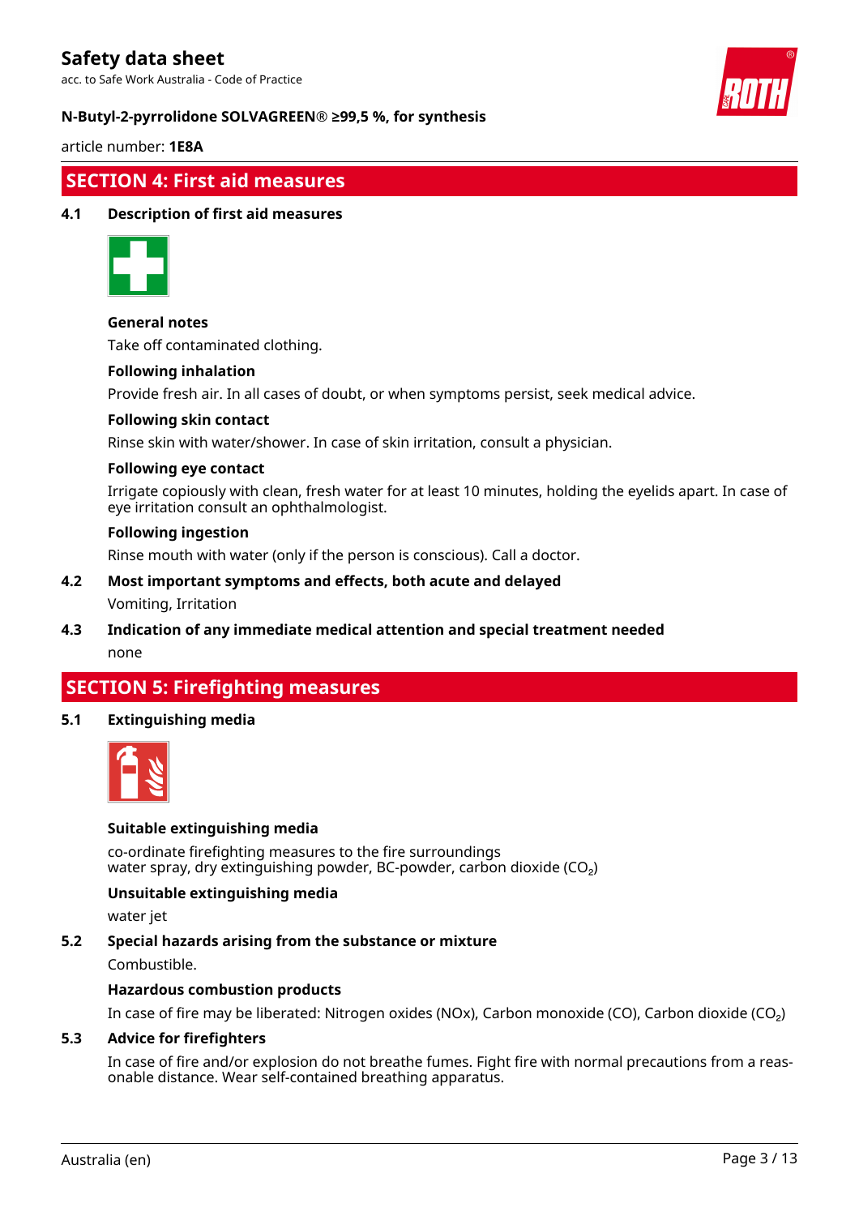## SECTION 4: First aid measures

### 4.1 Description of first aid measures

**General notes**

Take off contaminated clothing.

**Following inhalation**

Provide fresh air. In all cases of doubt, or when symptoms persist, seek medical advice.

**Following skin contact**

Rinse skin with water/shower. In case of skin irritation, consult a physician.

**Following eye contact**

Irrigate copiously with clean, fresh water for at least 10 minutes, holding the eyelids apart. In case of eye irritation consult an ophthalmologist.

**Following ingestion**

Rinse mouth with water (only if the person is conscious). Call a doctor.

### 4.2 Most important symptoms and effects, both acute and delayed

Vomiting, Irritation

### 4.3 Indication of any immediate medical attention and special treatment needed

none

## SECTION 5: Firefighting measures

### 5.1 Extinguishing media

**Suitable extinguishing media**

co-ordinate firefighting measures to the fire surroundings
water spray, dry extinguishing powder, BC-powder, carbon dioxide ($CO_2$)

**Unsuitable extinguishing media**

water jet

### 5.2 Special hazards arising from the substance or mixture

Combustible.

**Hazardous combustion products**

In case of fire may be liberated: Nitrogen oxides (NOx), Carbon monoxide (CO), Carbon dioxide ($CO_2$)

### 5.3 Advice for firefighters

In case of fire and/or explosion do not breathe fumes. Fight fire with normal precautions from a reasonable distance. Wear self-contained breathing apparatus.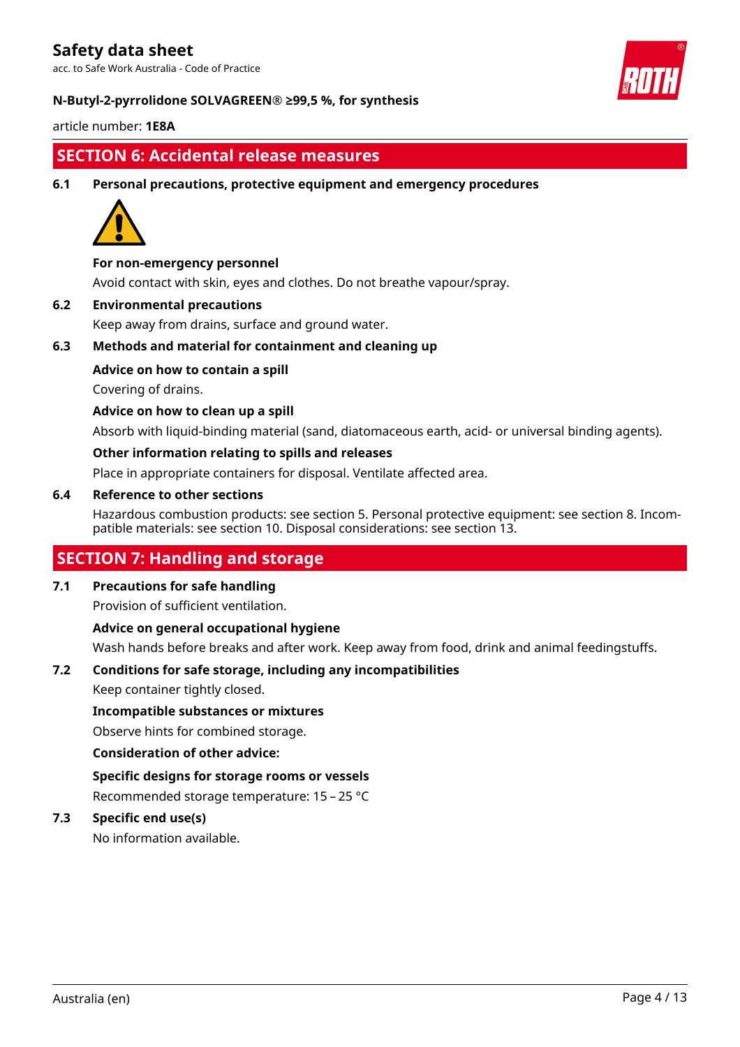## SECTION 6: Accidental release measures

### 6.1 Personal precautions, protective equipment and emergency procedures

**For non-emergency personnel**

Avoid contact with skin, eyes and clothes. Do not breathe vapour/spray.

### 6.2 Environmental precautions

Keep away from drains, surface and ground water.

### 6.3 Methods and material for containment and cleaning up

**Advice on how to contain a spill**

Covering of drains.

**Advice on how to clean up a spill**

Absorb with liquid-binding material (sand, diatomaceous earth, acid- or universal binding agents).

**Other information relating to spills and releases**

Place in appropriate containers for disposal. Ventilate affected area.

### 6.4 Reference to other sections

Hazardous combustion products: see section 5. Personal protective equipment: see section 8. Incompatible materials: see section 10. Disposal considerations: see section 13.

## SECTION 7: Handling and storage

### 7.1 Precautions for safe handling

Provision of sufficient ventilation.

**Advice on general occupational hygiene**

Wash hands before breaks and after work. Keep away from food, drink and animal feedingstuffs.

### 7.2 Conditions for safe storage, including any incompatibilities

Keep container tightly closed.

**Incompatible substances or mixtures**

Observe hints for combined storage.

**Consideration of other advice:**

**Specific designs for storage rooms or vessels**

Recommended storage temperature: 15 – 25 °C

### 7.3 Specific end use(s)

No information available.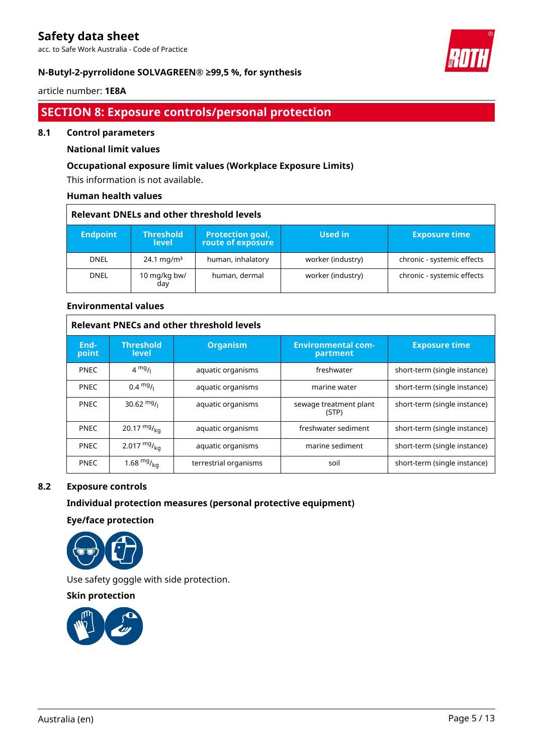## SECTION 8: Exposure controls/personal protection

### 8.1 Control parameters

#### National limit values

#### Occupational exposure limit values (Workplace Exposure Limits)

This information is not available.

#### Human health values

**Relevant DNELs and other threshold levels**

| Endpoint | Threshold level | Protection goal, route of exposure | Used in | Exposure time |
|---|---|---|---|---|
| DNEL | 24.1 mg/m³ | human, inhalatory | worker (industry) | chronic - systemic effects |
| DNEL | 10 mg/kg bw/day | human, dermal | worker (industry) | chronic - systemic effects |

#### Environmental values

**Relevant PNECs and other threshold levels**

| End-point | Threshold level | Organism | Environmental compartment | Exposure time |
|---|---|---|---|---|
| PNEC | 4 $^{mg}/_{l}$ | aquatic organisms | freshwater | short-term (single instance) |
| PNEC | 0.4 $^{mg}/_{l}$ | aquatic organisms | marine water | short-term (single instance) |
| PNEC | 30.62 $^{mg}/_{l}$ | aquatic organisms | sewage treatment plant (STP) | short-term (single instance) |
| PNEC | 20.17 $^{mg}/_{kg}$ | aquatic organisms | freshwater sediment | short-term (single instance) |
| PNEC | 2.017 $^{mg}/_{kg}$ | aquatic organisms | marine sediment | short-term (single instance) |
| PNEC | 1.68 $^{mg}/_{kg}$ | terrestrial organisms | soil | short-term (single instance) |

### 8.2 Exposure controls

#### Individual protection measures (personal protective equipment)

#### Eye/face protection

Use safety goggle with side protection.

#### Skin protection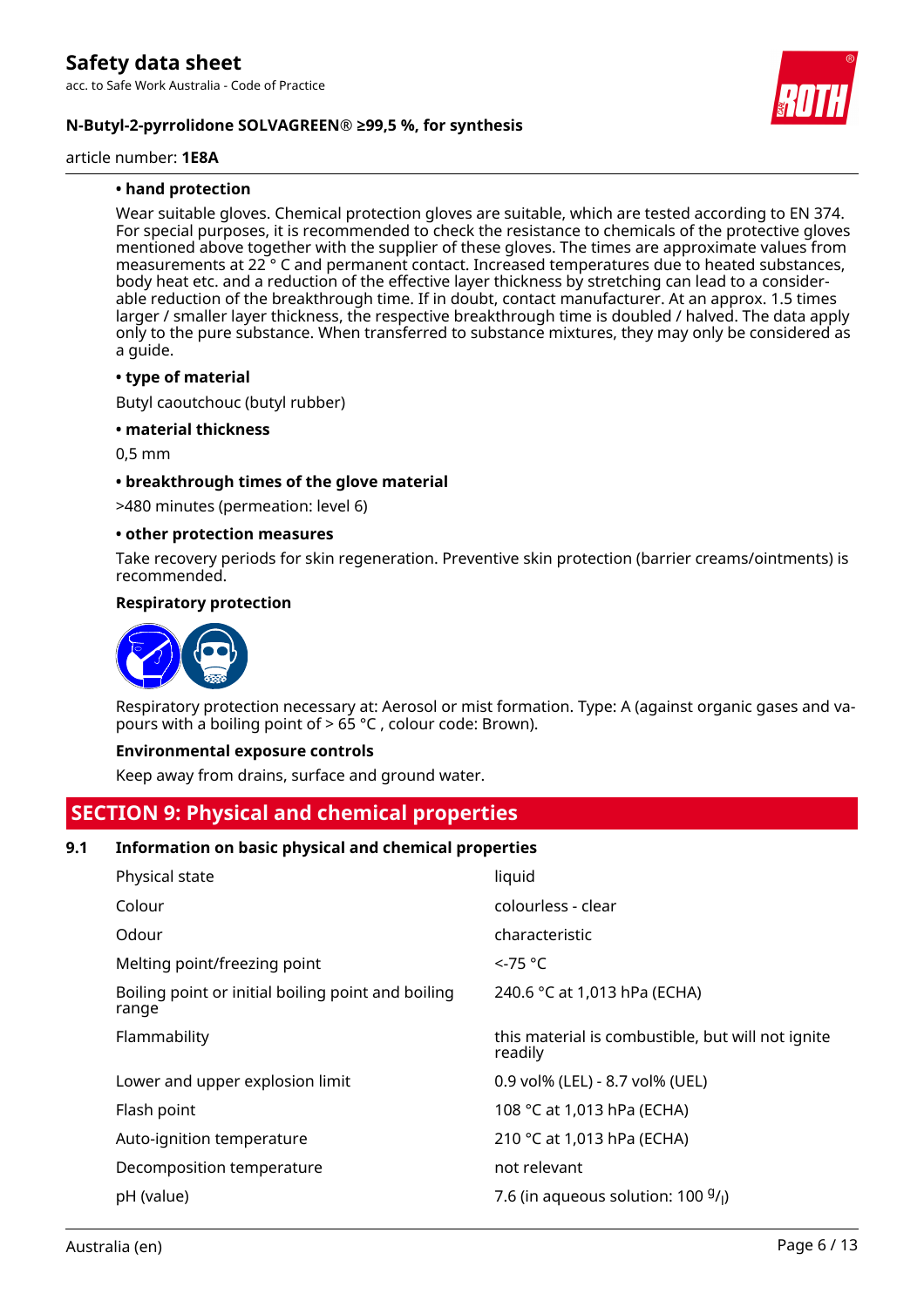**• hand protection**

Wear suitable gloves. Chemical protection gloves are suitable, which are tested according to EN 374. For special purposes, it is recommended to check the resistance to chemicals of the protective gloves mentioned above together with the supplier of these gloves. The times are approximate values from measurements at 22 ° C and permanent contact. Increased temperatures due to heated substances, body heat etc. and a reduction of the effective layer thickness by stretching can lead to a considerable reduction of the breakthrough time. If in doubt, contact manufacturer. At an approx. 1.5 times larger / smaller layer thickness, the respective breakthrough time is doubled / halved. The data apply only to the pure substance. When transferred to substance mixtures, they may only be considered as a guide.

**• type of material**

Butyl caoutchouc (butyl rubber)

**• material thickness**

0,5 mm

**• breakthrough times of the glove material**

>480 minutes (permeation: level 6)

**• other protection measures**

Take recovery periods for skin regeneration. Preventive skin protection (barrier creams/ointments) is recommended.

**Respiratory protection**

Respiratory protection necessary at: Aerosol or mist formation. Type: A (against organic gases and vapours with a boiling point of > 65 °C , colour code: Brown).

**Environmental exposure controls**

Keep away from drains, surface and ground water.

## SECTION 9: Physical and chemical properties

### 9.1 Information on basic physical and chemical properties

| Property | Value |
|---|---|
| Physical state | liquid |
| Colour | colourless - clear |
| Odour | characteristic |
| Melting point/freezing point | <-75 °C |
| Boiling point or initial boiling point and boiling range | 240.6 °C at 1,013 hPa (ECHA) |
| Flammability | this material is combustible, but will not ignite readily |
| Lower and upper explosion limit | 0.9 vol% (LEL) - 8.7 vol% (UEL) |
| Flash point | 108 °C at 1,013 hPa (ECHA) |
| Auto-ignition temperature | 210 °C at 1,013 hPa (ECHA) |
| Decomposition temperature | not relevant |
| pH (value) | 7.6 (in aqueous solution: 100 $^{g}/_{l}$) |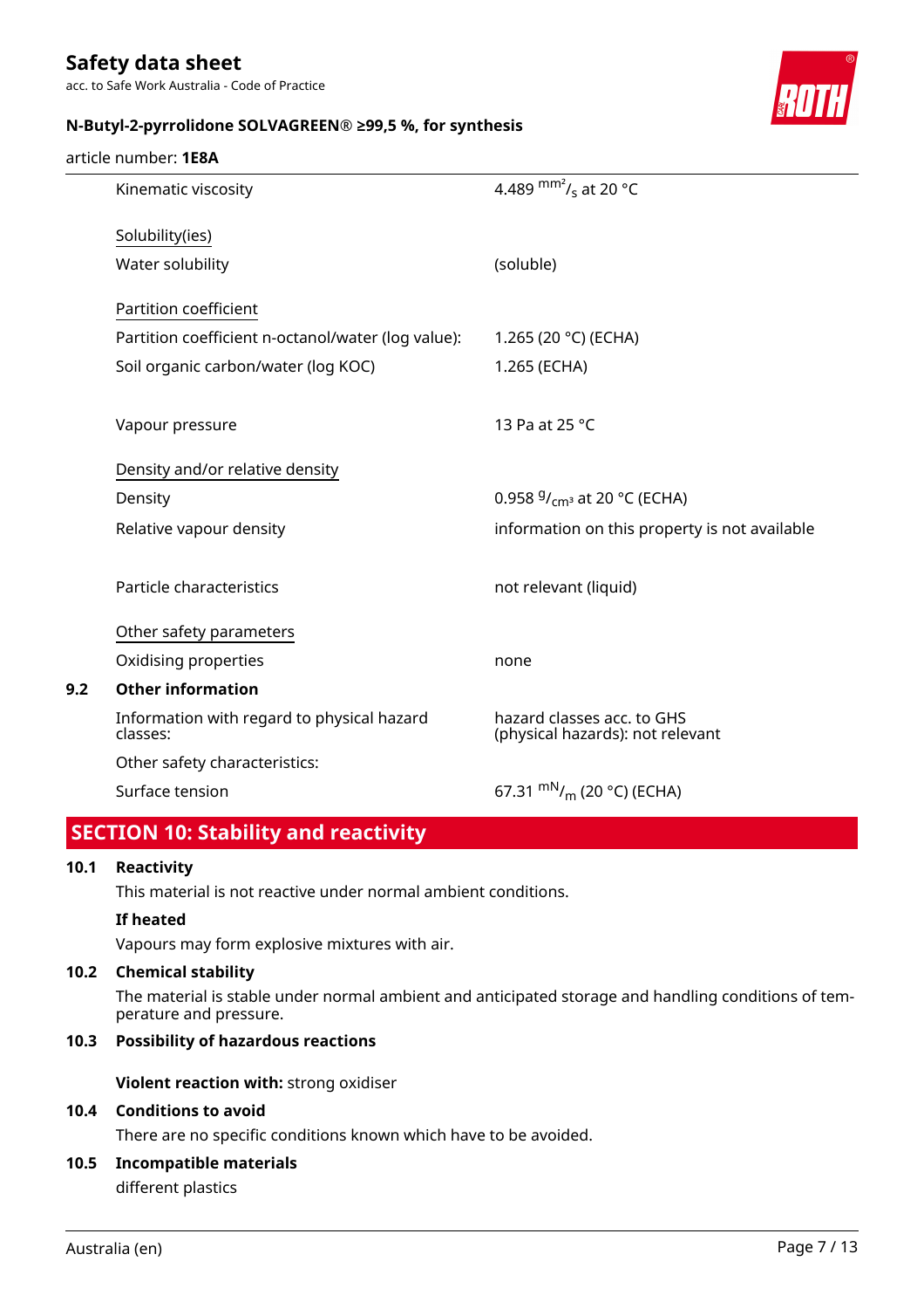| | |
|---|---|
| Kinematic viscosity | 4.489 $^{mm^2}/_{s}$ at 20 °C |
| Solubility(ies) | |
| Water solubility | (soluble) |
| Partition coefficient | |
| Partition coefficient n-octanol/water (log value): | 1.265 (20 °C) (ECHA) |
| Soil organic carbon/water (log KOC) | 1.265 (ECHA) |
| Vapour pressure | 13 Pa at 25 °C |
| Density and/or relative density | |
| Density | 0.958 $^{g}/_{cm^3}$ at 20 °C (ECHA) |
| Relative vapour density | information on this property is not available |
| Particle characteristics | not relevant (liquid) |
| Other safety parameters | |
| Oxidising properties | none |

**9.2 Other information**

| | |
|---|---|
| Information with regard to physical hazard classes: | hazard classes acc. to GHS (physical hazards): not relevant |
| Other safety characteristics: | |
| Surface tension | 67.31 $^{mN}/_{m}$ (20 °C) (ECHA) |

## SECTION 10: Stability and reactivity

**10.1 Reactivity**

This material is not reactive under normal ambient conditions.

**If heated**

Vapours may form explosive mixtures with air.

**10.2 Chemical stability**

The material is stable under normal ambient and anticipated storage and handling conditions of temperature and pressure.

**10.3 Possibility of hazardous reactions**

**Violent reaction with:** strong oxidiser

**10.4 Conditions to avoid**

There are no specific conditions known which have to be avoided.

**10.5 Incompatible materials**

different plastics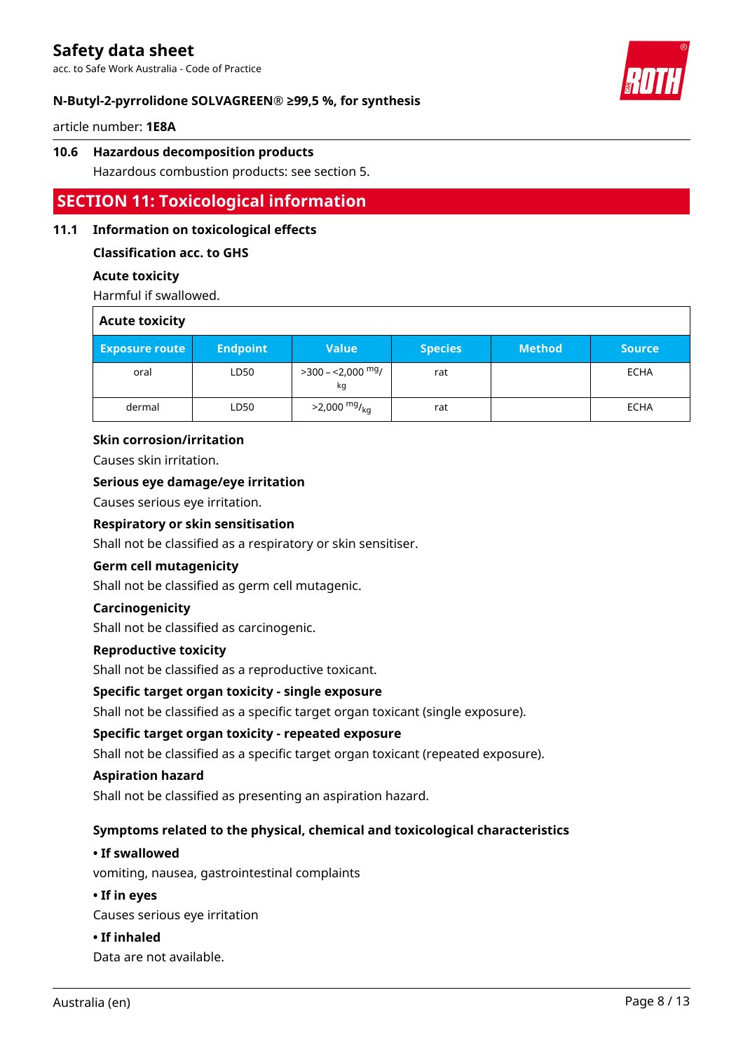### 10.6 Hazardous decomposition products

Hazardous combustion products: see section 5.

## SECTION 11: Toxicological information

### 11.1 Information on toxicological effects

**Classification acc. to GHS**

**Acute toxicity**

Harmful if swallowed.

**Acute toxicity**

| Exposure route | Endpoint | Value | Species | Method | Source |
|---|---|---|---|---|---|
| oral | LD50 | >300 – <2,000 $^{mg}/_{kg}$ | rat | | ECHA |
| dermal | LD50 | >2,000 $^{mg}/_{kg}$ | rat | | ECHA |

**Skin corrosion/irritation**

Causes skin irritation.

**Serious eye damage/eye irritation**

Causes serious eye irritation.

**Respiratory or skin sensitisation**

Shall not be classified as a respiratory or skin sensitiser.

**Germ cell mutagenicity**

Shall not be classified as germ cell mutagenic.

**Carcinogenicity**

Shall not be classified as carcinogenic.

**Reproductive toxicity**

Shall not be classified as a reproductive toxicant.

**Specific target organ toxicity - single exposure**

Shall not be classified as a specific target organ toxicant (single exposure).

**Specific target organ toxicity - repeated exposure**

Shall not be classified as a specific target organ toxicant (repeated exposure).

**Aspiration hazard**

Shall not be classified as presenting an aspiration hazard.

**Symptoms related to the physical, chemical and toxicological characteristics**

**• If swallowed**

vomiting, nausea, gastrointestinal complaints

**• If in eyes**

Causes serious eye irritation

**• If inhaled**

Data are not available.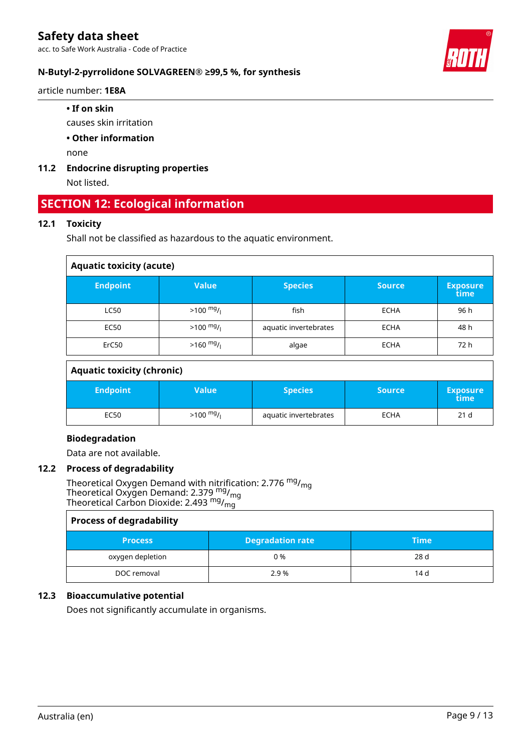- **If on skin**

  causes skin irritation

- **Other information**

  none

### 11.2 Endocrine disrupting properties

Not listed.

## SECTION 12: Ecological information

### 12.1 Toxicity

Shall not be classified as hazardous to the aquatic environment.

**Aquatic toxicity (acute)**

| Endpoint | Value | Species | Source | Exposure time |
|---|---|---|---|---|
| LC50 | >100 $^{mg}/_{l}$ | fish | ECHA | 96 h |
| EC50 | >100 $^{mg}/_{l}$ | aquatic invertebrates | ECHA | 48 h |
| ErC50 | >160 $^{mg}/_{l}$ | algae | ECHA | 72 h |

**Aquatic toxicity (chronic)**

| Endpoint | Value | Species | Source | Exposure time |
|---|---|---|---|---|
| EC50 | >100 $^{mg}/_{l}$ | aquatic invertebrates | ECHA | 21 d |

**Biodegradation**

Data are not available.

### 12.2 Process of degradability

Theoretical Oxygen Demand with nitrification: 2.776 $^{mg}/_{mg}$
Theoretical Oxygen Demand: 2.379 $^{mg}/_{mg}$
Theoretical Carbon Dioxide: 2.493 $^{mg}/_{mg}$

**Process of degradability**

| Process | Degradation rate | Time |
|---|---|---|
| oxygen depletion | 0 % | 28 d |
| DOC removal | 2.9 % | 14 d |

### 12.3 Bioaccumulative potential

Does not significantly accumulate in organisms.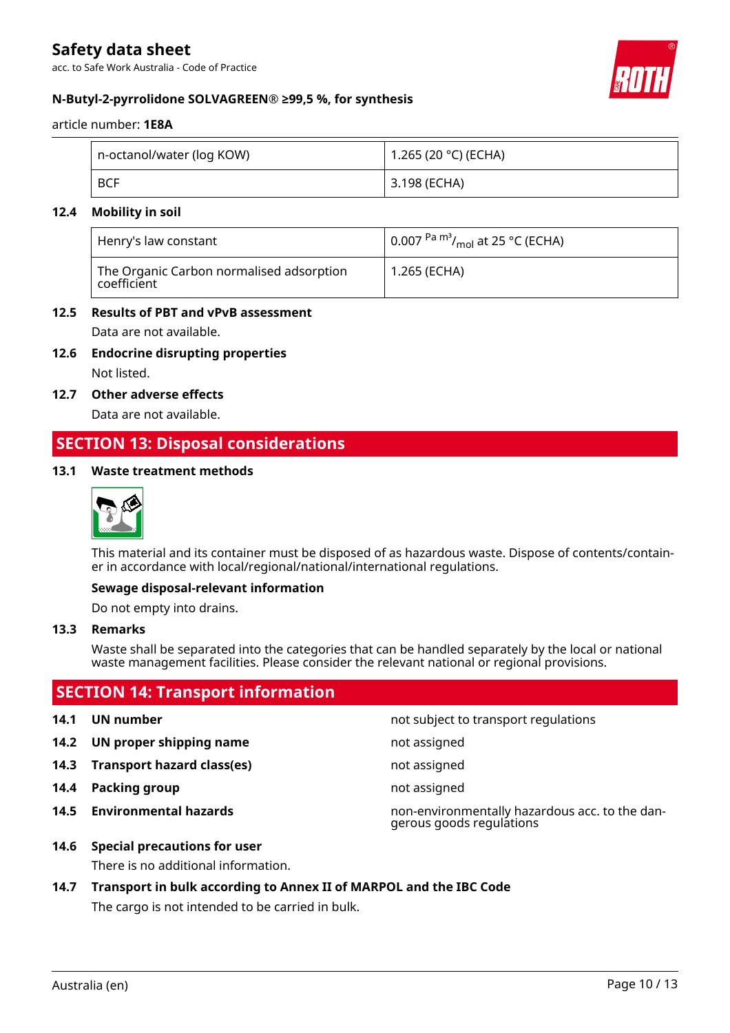| n-octanol/water (log KOW) | 1.265 (20 °C) (ECHA) |
|---|---|
| BCF | 3.198 (ECHA) |

**12.4 Mobility in soil**

| Henry's law constant | 0.007 $^{Pa\ m^3}/_{mol}$ at 25 °C (ECHA) |
|---|---|
| The Organic Carbon normalised adsorption coefficient | 1.265 (ECHA) |

**12.5 Results of PBT and vPvB assessment**

Data are not available.

**12.6 Endocrine disrupting properties**

Not listed.

**12.7 Other adverse effects**

Data are not available.

## SECTION 13: Disposal considerations

**13.1 Waste treatment methods**

This material and its container must be disposed of as hazardous waste. Dispose of contents/container in accordance with local/regional/national/international regulations.

**Sewage disposal-relevant information**

Do not empty into drains.

**13.3 Remarks**

Waste shall be separated into the categories that can be handled separately by the local or national waste management facilities. Please consider the relevant national or regional provisions.

## SECTION 14: Transport information

| | |
|---|---|
| **14.1 UN number** | not subject to transport regulations |
| **14.2 UN proper shipping name** | not assigned |
| **14.3 Transport hazard class(es)** | not assigned |
| **14.4 Packing group** | not assigned |
| **14.5 Environmental hazards** | non-environmentally hazardous acc. to the dangerous goods regulations |

**14.6 Special precautions for user**

There is no additional information.

**14.7 Transport in bulk according to Annex II of MARPOL and the IBC Code**

The cargo is not intended to be carried in bulk.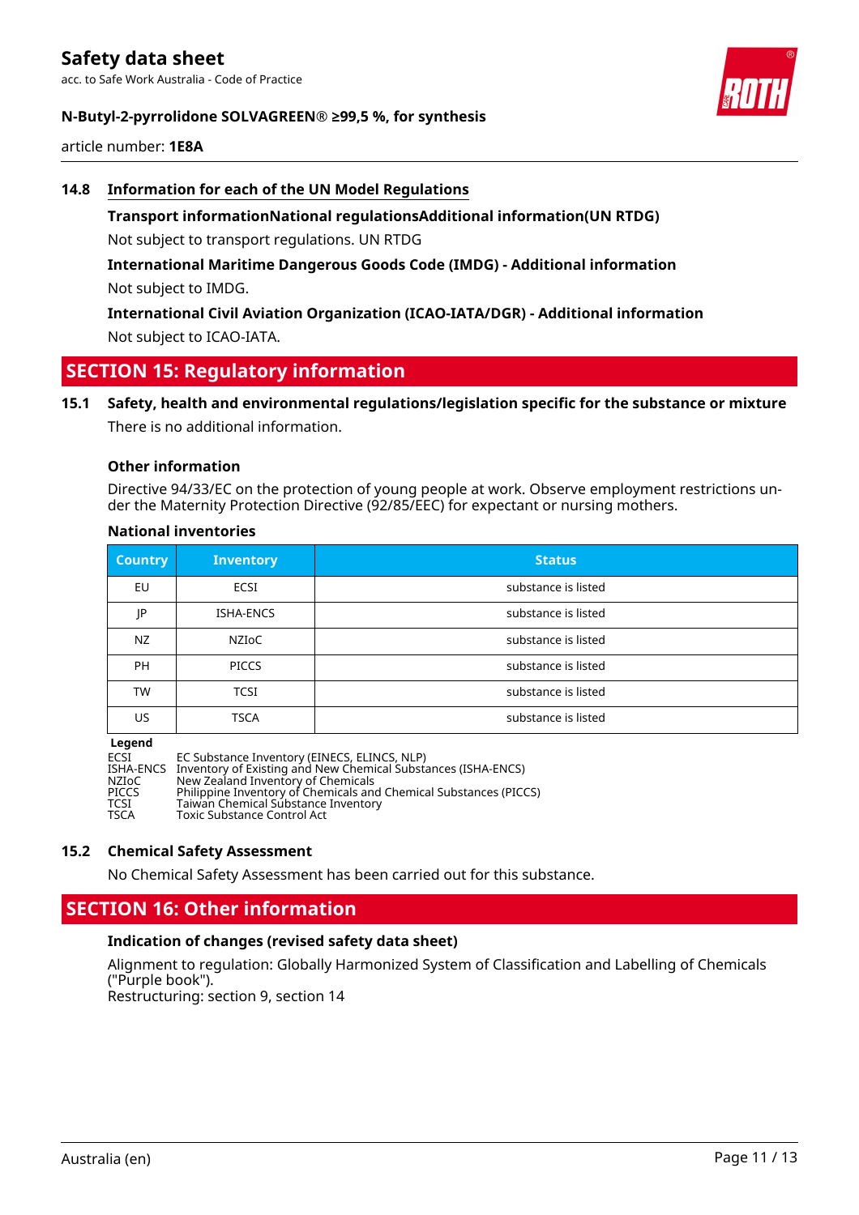### 14.8 Information for each of the UN Model Regulations

**Transport informationNational regulationsAdditional information(UN RTDG)**

Not subject to transport regulations. UN RTDG

**International Maritime Dangerous Goods Code (IMDG) - Additional information**

Not subject to IMDG.

**International Civil Aviation Organization (ICAO-IATA/DGR) - Additional information**

Not subject to ICAO-IATA.

## SECTION 15: Regulatory information

### 15.1 Safety, health and environmental regulations/legislation specific for the substance or mixture

There is no additional information.

**Other information**

Directive 94/33/EC on the protection of young people at work. Observe employment restrictions under the Maternity Protection Directive (92/85/EEC) for expectant or nursing mothers.

**National inventories**

| Country | Inventory | Status |
|---|---|---|
| EU | ECSI | substance is listed |
| JP | ISHA-ENCS | substance is listed |
| NZ | NZIoC | substance is listed |
| PH | PICCS | substance is listed |
| TW | TCSI | substance is listed |
| US | TSCA | substance is listed |

**Legend**

ECSI EC Substance Inventory (EINECS, ELINCS, NLP)
ISHA-ENCS Inventory of Existing and New Chemical Substances (ISHA-ENCS)
NZIoC New Zealand Inventory of Chemicals
PICCS Philippine Inventory of Chemicals and Chemical Substances (PICCS)
TCSI Taiwan Chemical Substance Inventory
TSCA Toxic Substance Control Act

### 15.2 Chemical Safety Assessment

No Chemical Safety Assessment has been carried out for this substance.

## SECTION 16: Other information

**Indication of changes (revised safety data sheet)**

Alignment to regulation: Globally Harmonized System of Classification and Labelling of Chemicals ("Purple book").
Restructuring: section 9, section 14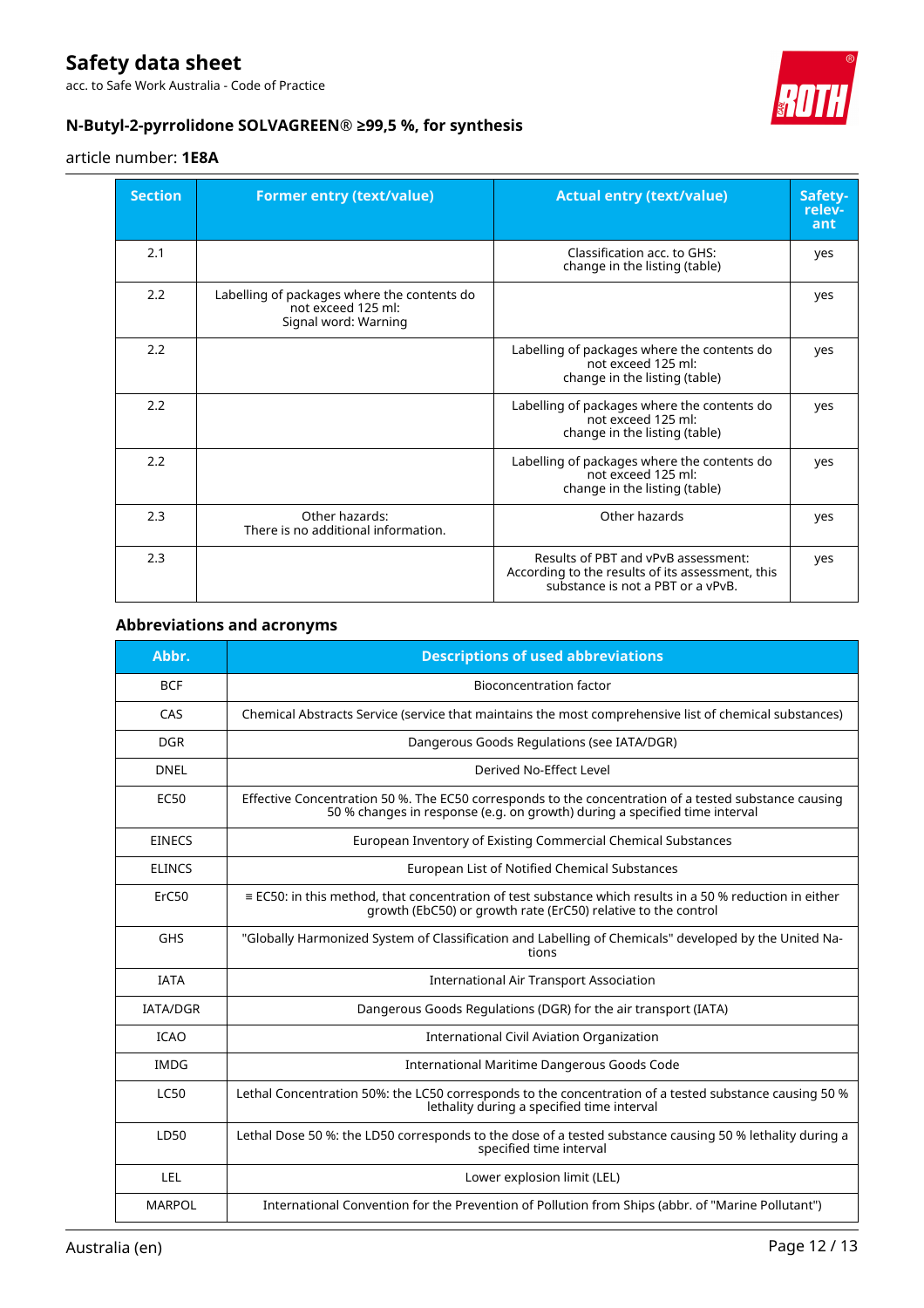| Section | Former entry (text/value) | Actual entry (text/value) | Safety-relevant |
|---|---|---|---|
| 2.1 | | Classification acc. to GHS: change in the listing (table) | yes |
| 2.2 | Labelling of packages where the contents do not exceed 125 ml: Signal word: Warning | | yes |
| 2.2 | | Labelling of packages where the contents do not exceed 125 ml: change in the listing (table) | yes |
| 2.2 | | Labelling of packages where the contents do not exceed 125 ml: change in the listing (table) | yes |
| 2.2 | | Labelling of packages where the contents do not exceed 125 ml: change in the listing (table) | yes |
| 2.3 | Other hazards: There is no additional information. | Other hazards | yes |
| 2.3 | | Results of PBT and vPvB assessment: According to the results of its assessment, this substance is not a PBT or a vPvB. | yes |

### Abbreviations and acronyms

| Abbr. | Descriptions of used abbreviations |
|---|---|
| BCF | Bioconcentration factor |
| CAS | Chemical Abstracts Service (service that maintains the most comprehensive list of chemical substances) |
| DGR | Dangerous Goods Regulations (see IATA/DGR) |
| DNEL | Derived No-Effect Level |
| EC50 | Effective Concentration 50 %. The EC50 corresponds to the concentration of a tested substance causing 50 % changes in response (e.g. on growth) during a specified time interval |
| EINECS | European Inventory of Existing Commercial Chemical Substances |
| ELINCS | European List of Notified Chemical Substances |
| ErC50 | ≡ EC50: in this method, that concentration of test substance which results in a 50 % reduction in either growth (EbC50) or growth rate (ErC50) relative to the control |
| GHS | "Globally Harmonized System of Classification and Labelling of Chemicals" developed by the United Nations |
| IATA | International Air Transport Association |
| IATA/DGR | Dangerous Goods Regulations (DGR) for the air transport (IATA) |
| ICAO | International Civil Aviation Organization |
| IMDG | International Maritime Dangerous Goods Code |
| LC50 | Lethal Concentration 50%: the LC50 corresponds to the concentration of a tested substance causing 50 % lethality during a specified time interval |
| LD50 | Lethal Dose 50 %: the LD50 corresponds to the dose of a tested substance causing 50 % lethality during a specified time interval |
| LEL | Lower explosion limit (LEL) |
| MARPOL | International Convention for the Prevention of Pollution from Ships (abbr. of "Marine Pollutant") |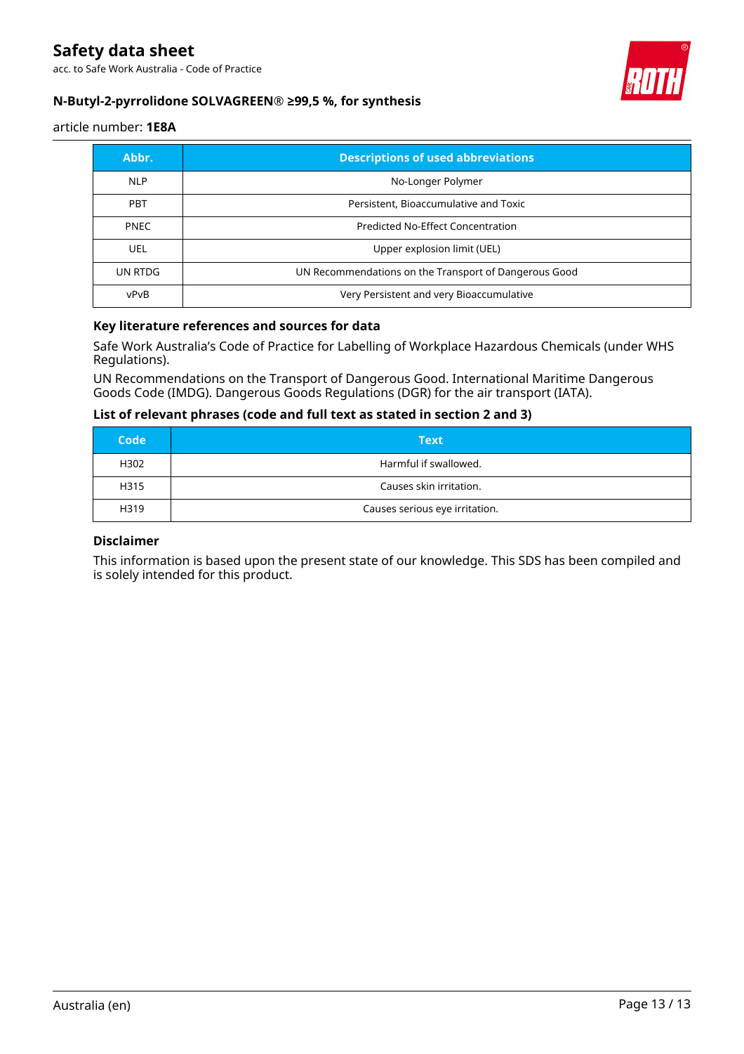| Abbr. | Descriptions of used abbreviations |
| --- | --- |
| NLP | No-Longer Polymer |
| PBT | Persistent, Bioaccumulative and Toxic |
| PNEC | Predicted No-Effect Concentration |
| UEL | Upper explosion limit (UEL) |
| UN RTDG | UN Recommendations on the Transport of Dangerous Good |
| vPvB | Very Persistent and very Bioaccumulative |

### Key literature references and sources for data

Safe Work Australia's Code of Practice for Labelling of Workplace Hazardous Chemicals (under WHS Regulations).

UN Recommendations on the Transport of Dangerous Good. International Maritime Dangerous Goods Code (IMDG). Dangerous Goods Regulations (DGR) for the air transport (IATA).

### List of relevant phrases (code and full text as stated in section 2 and 3)

| Code | Text |
| --- | --- |
| H302 | Harmful if swallowed. |
| H315 | Causes skin irritation. |
| H319 | Causes serious eye irritation. |

### Disclaimer

This information is based upon the present state of our knowledge. This SDS has been compiled and is solely intended for this product.